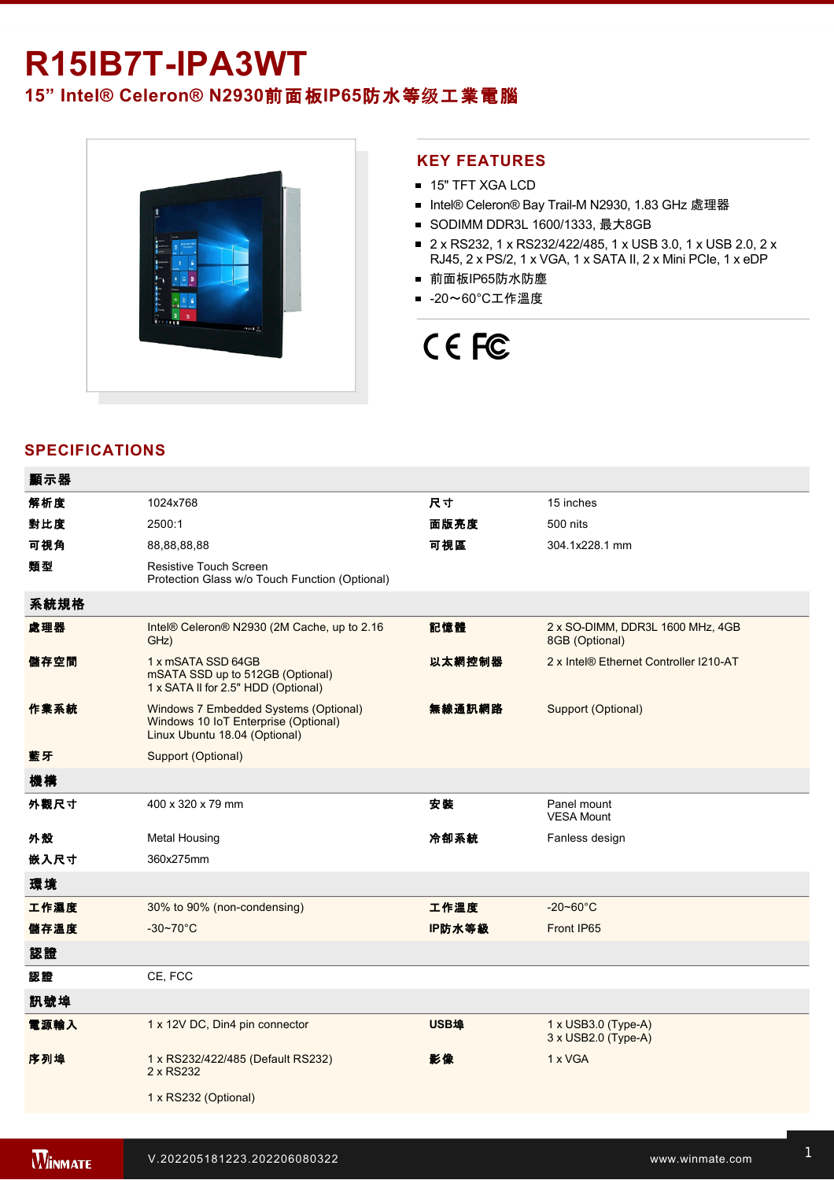# R15IB7T-IPA3WT

## 15” Intel® Celeron® N2930前面板IP65防水等级工業電腦

## KEY FEATURES

- 15" TFT XGA LCD
- Intel® Celeron® Bay Trail-M N2930, 1.83 GHz 處理器
- SODIMM DDR3L 1600/1333, 最大8GB
- 2 x RS232, 1 x RS232/422/485, 1 x USB 3.0, 1 x USB 2.0, 2 x RJ45, 2 x PS/2, 1 x VGA, 1 x SATA II, 2 x Mini PCIe, 1 x eDP
- 前面板IP65防水防塵
- -20～60°C工作溫度

## SPECIFICATIONS

| 顯示器 | | | |
|---|---|---|---|
| 解析度 | 1024x768 | 尺寸 | 15 inches |
| 對比度 | 2500:1 | 面版亮度 | 500 nits |
| 可視角 | 88,88,88,88 | 可視區 | 304.1x228.1 mm |
| 類型 | Resistive Touch Screen<br>Protection Glass w/o Touch Function (Optional) | | |
| **系統規格** | | | |
| 處理器 | Intel® Celeron® N2930 (2M Cache, up to 2.16 GHz) | 記憶體 | 2 x SO-DIMM, DDR3L 1600 MHz, 4GB<br>8GB (Optional) |
| 儲存空間 | 1 x mSATA SSD 64GB<br>mSATA SSD up to 512GB (Optional)<br>1 x SATA II for 2.5" HDD (Optional) | 以太網控制器 | 2 x Intel® Ethernet Controller I210-AT |
| 作業系統 | Windows 7 Embedded Systems (Optional)<br>Windows 10 IoT Enterprise (Optional)<br>Linux Ubuntu 18.04 (Optional) | 無線通訊網路 | Support (Optional) |
| 藍牙 | Support (Optional) | | |
| **機構** | | | |
| 外觀尺寸 | 400 x 320 x 79 mm | 安裝 | Panel mount<br>VESA Mount |
| 外殼 | Metal Housing | 冷卻系統 | Fanless design |
| 嵌入尺寸 | 360x275mm | | |
| **環境** | | | |
| 工作濕度 | 30% to 90% (non-condensing) | 工作溫度 | -20~60°C |
| 儲存溫度 | -30~70°C | IP防水等級 | Front IP65 |
| **認證** | | | |
| 認證 | CE, FCC | | |
| **訊號埠** | | | |
| 電源輸入 | 1 x 12V DC, Din4 pin connector | USB埠 | 1 x USB3.0 (Type-A)<br>3 x USB2.0 (Type-A) |
| 序列埠 | 1 x RS232/422/485 (Default RS232)<br>2 x RS232<br><br>1 x RS232 (Optional) | 影像 | 1 x VGA |

V.202205181223.202206080322 www.winmate.com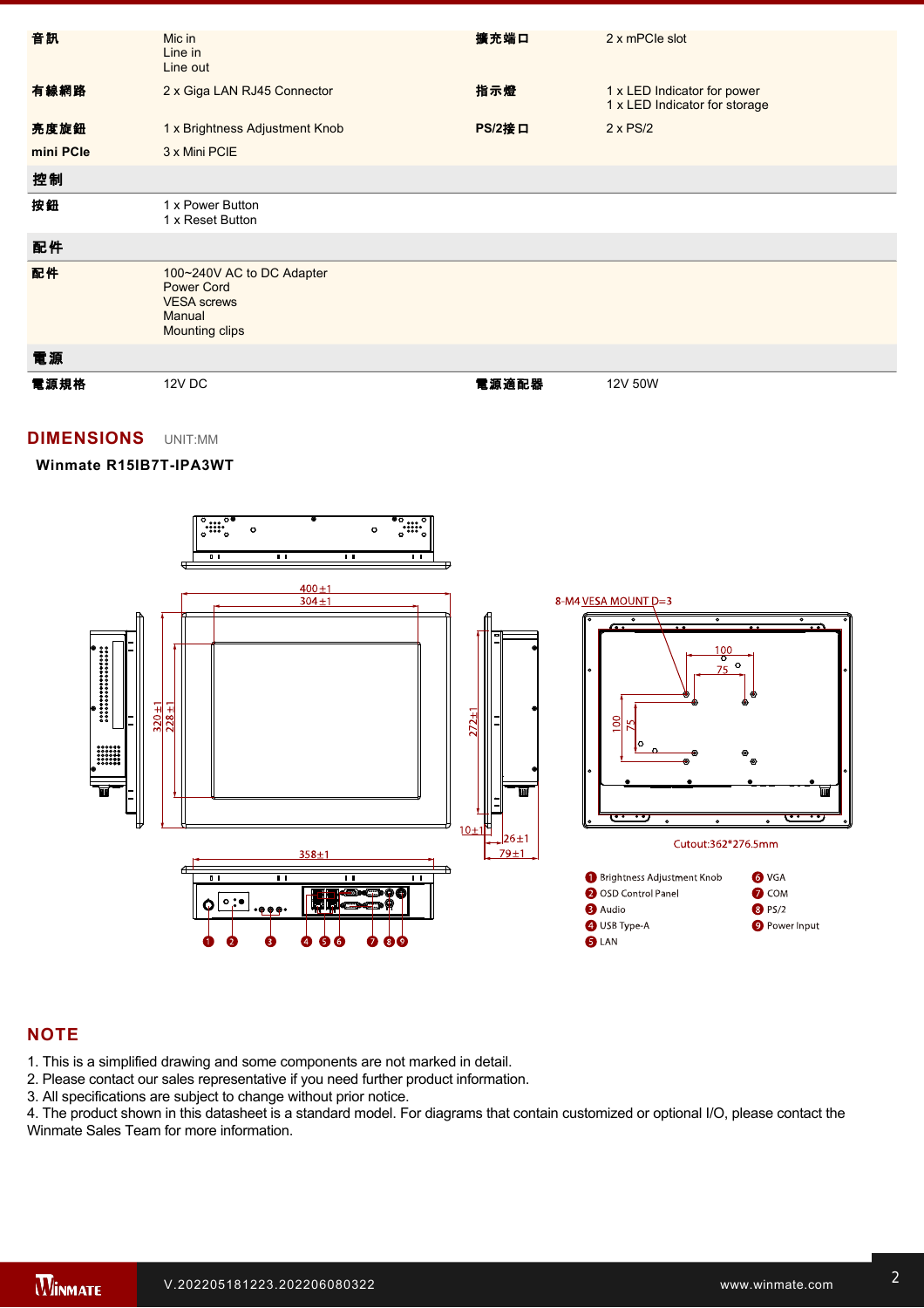| | | | |
|---|---|---|---|
| 音訊 | Mic in<br>Line in<br>Line out | 擴充端口 | 2 x mPCIe slot |
| 有線網路 | 2 x Giga LAN RJ45 Connector | 指示燈 | 1 x LED Indicator for power<br>1 x LED Indicator for storage |
| 亮度旋鈕 | 1 x Brightness Adjustment Knob | PS/2接口 | 2 x PS/2 |
| mini PCIe | 3 x Mini PCIE | | |
| **控制** | | | |
| 按鈕 | 1 x Power Button<br>1 x Reset Button | | |
| **配件** | | | |
| 配件 | 100~240V AC to DC Adapter<br>Power Cord<br>VESA screws<br>Manual<br>Mounting clips | | |
| **電源** | | | |
| 電源規格 | 12V DC | 電源適配器 | 12V 50W |

## DIMENSIONS UNIT:MM

**Winmate R15IB7T-IPA3WT**

400±1
304±1
320±1
228±1
272±1
10±1
26±1
79±1
358±1
8-M4 VESA MOUNT D=3
100
75
100
75
Cutout:362*276.5mm

1 Brightness Adjustment Knob
2 OSD Control Panel
3 Audio
4 USB Type-A
5 LAN
6 VGA
7 COM
8 PS/2
9 Power Input

## NOTE

1. This is a simplified drawing and some components are not marked in detail.
2. Please contact our sales representative if you need further product information.
3. All specifications are subject to change without prior notice.
4. The product shown in this datasheet is a standard model. For diagrams that contain customized or optional I/O, please contact the Winmate Sales Team for more information.

V.202205181223.202206080322